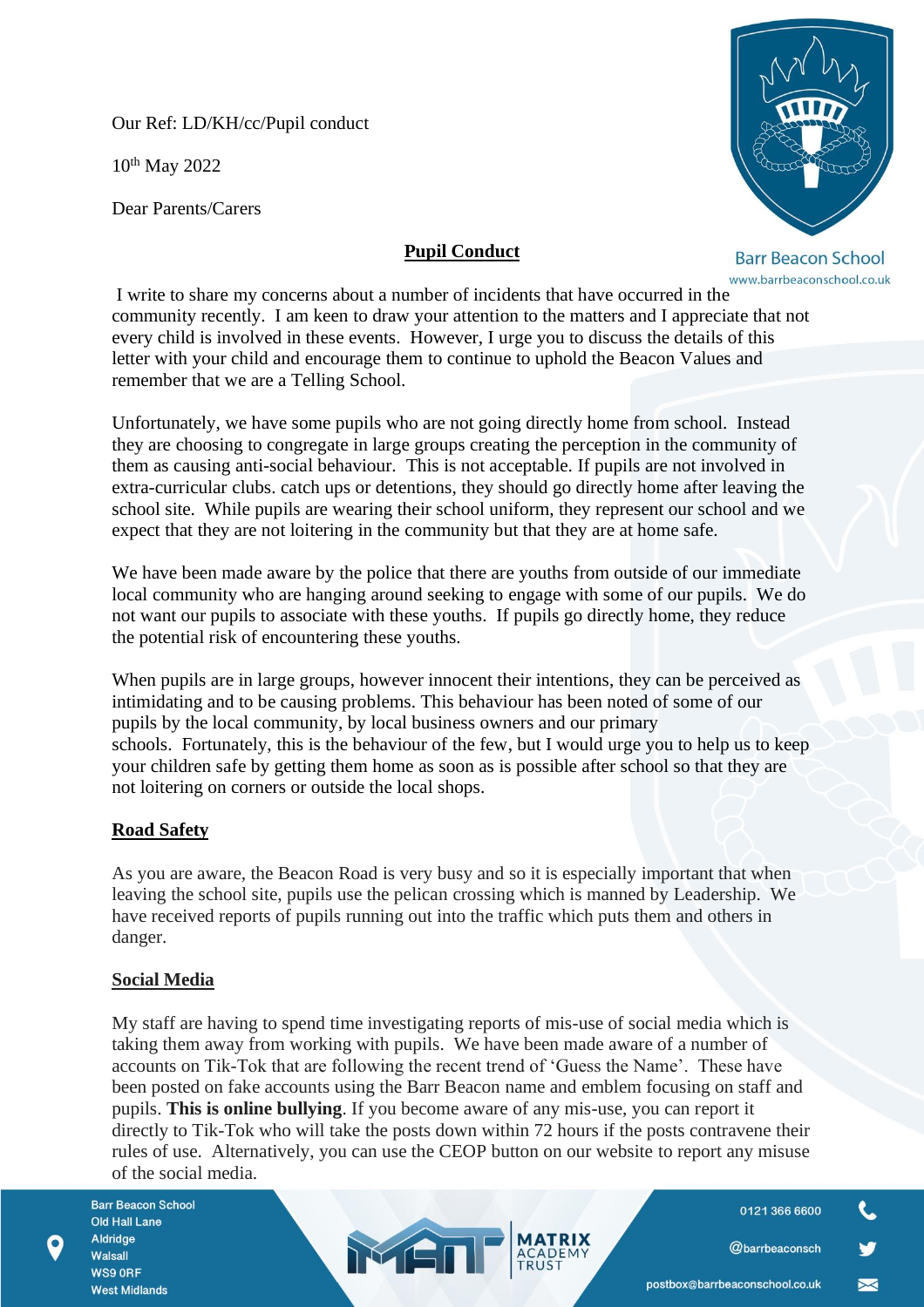Our Ref: LD/KH/cc/Pupil conduct

10th May 2022

Dear Parents/Carers

## Pupil Conduct

I write to share my concerns about a number of incidents that have occurred in the community recently. I am keen to draw your attention to the matters and I appreciate that not every child is involved in these events. However, I urge you to discuss the details of this letter with your child and encourage them to continue to uphold the Beacon Values and remember that we are a Telling School.

Unfortunately, we have some pupils who are not going directly home from school. Instead they are choosing to congregate in large groups creating the perception in the community of them as causing anti-social behaviour. This is not acceptable. If pupils are not involved in extra-curricular clubs. catch ups or detentions, they should go directly home after leaving the school site. While pupils are wearing their school uniform, they represent our school and we expect that they are not loitering in the community but that they are at home safe.

We have been made aware by the police that there are youths from outside of our immediate local community who are hanging around seeking to engage with some of our pupils. We do not want our pupils to associate with these youths. If pupils go directly home, they reduce the potential risk of encountering these youths.

When pupils are in large groups, however innocent their intentions, they can be perceived as intimidating and to be causing problems. This behaviour has been noted of some of our pupils by the local community, by local business owners and our primary schools. Fortunately, this is the behaviour of the few, but I would urge you to help us to keep your children safe by getting them home as soon as is possible after school so that they are not loitering on corners or outside the local shops.

## Road Safety

As you are aware, the Beacon Road is very busy and so it is especially important that when leaving the school site, pupils use the pelican crossing which is manned by Leadership. We have received reports of pupils running out into the traffic which puts them and others in danger.

## Social Media

My staff are having to spend time investigating reports of mis-use of social media which is taking them away from working with pupils. We have been made aware of a number of accounts on Tik-Tok that are following the recent trend of 'Guess the Name'. These have been posted on fake accounts using the Barr Beacon name and emblem focusing on staff and pupils. **This is online bullying**. If you become aware of any mis-use, you can report it directly to Tik-Tok who will take the posts down within 72 hours if the posts contravene their rules of use. Alternatively, you can use the CEOP button on our website to report any misuse of the social media.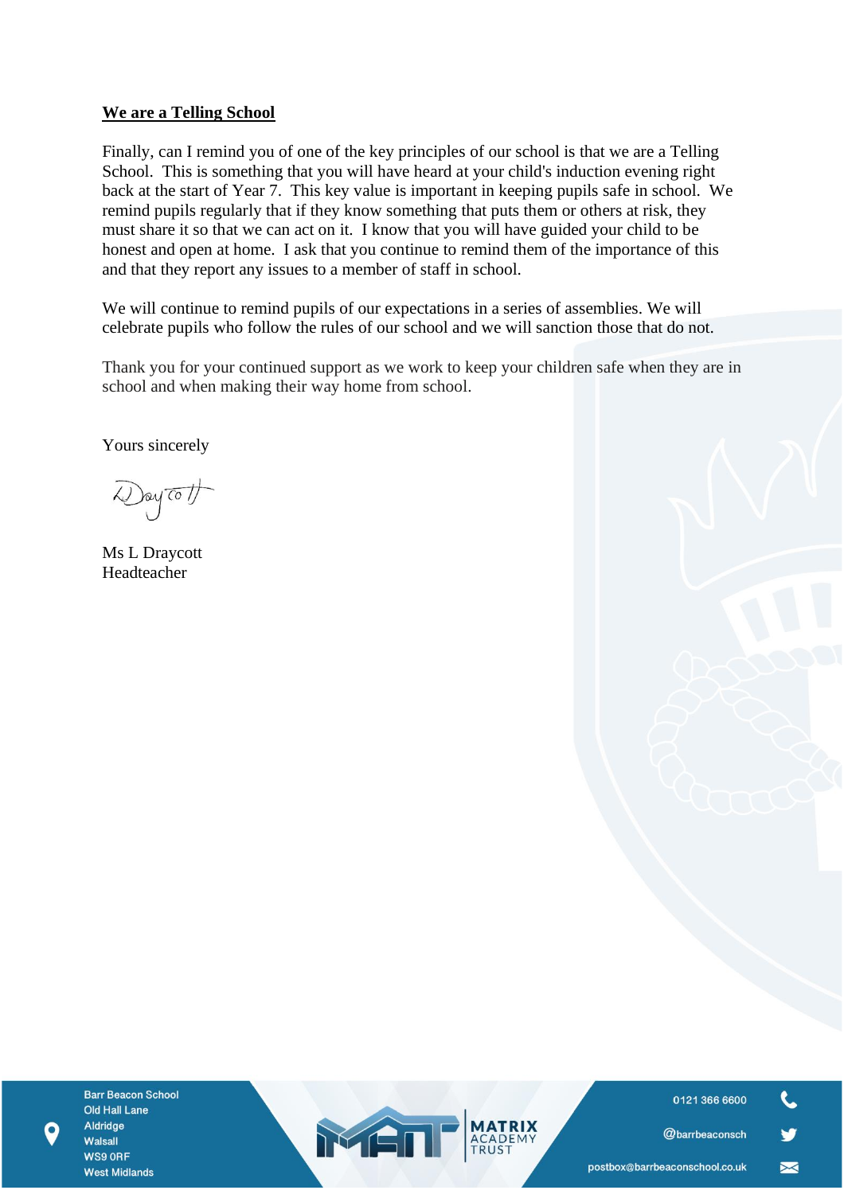**We are a Telling School**

Finally, can I remind you of one of the key principles of our school is that we are a Telling School. This is something that you will have heard at your child's induction evening right back at the start of Year 7. This key value is important in keeping pupils safe in school. We remind pupils regularly that if they know something that puts them or others at risk, they must share it so that we can act on it. I know that you will have guided your child to be honest and open at home. I ask that you continue to remind them of the importance of this and that they report any issues to a member of staff in school.

We will continue to remind pupils of our expectations in a series of assemblies. We will celebrate pupils who follow the rules of our school and we will sanction those that do not.

Thank you for your continued support as we work to keep your children safe when they are in school and when making their way home from school.

Yours sincerely

Ms L Draycott
Headteacher

Barr Beacon School
Old Hall Lane
Aldridge
Walsall
WS9 0RF
West Midlands

MATRIX ACADEMY TRUST

0121 366 6600
@barrbeaconsch
postbox@barrbeaconschool.co.uk